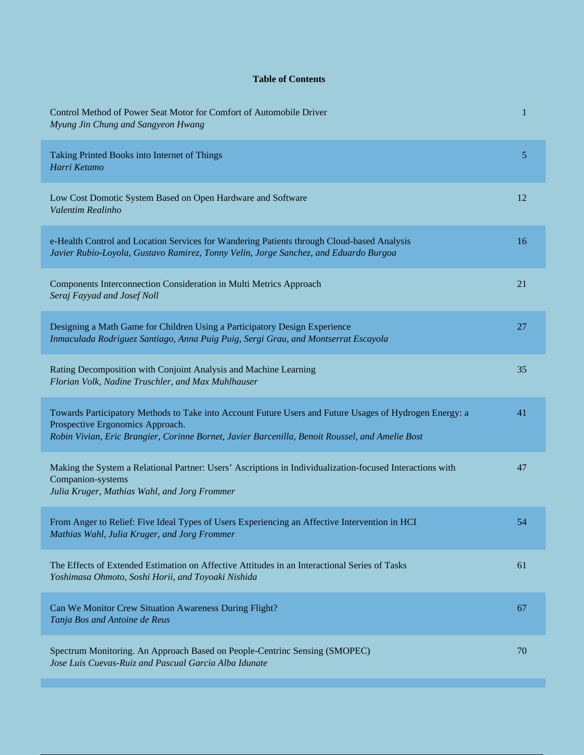**Table of Contents**

| | |
|---|---|
| Control Method of Power Seat Motor for Comfort of Automobile Driver<br>*Myung Jin Chung and Sangyeon Hwang* | 1 |
| Taking Printed Books into Internet of Things<br>*Harri Ketamo* | 5 |
| Low Cost Domotic System Based on Open Hardware and Software<br>*Valentim Realinho* | 12 |
| e-Health Control and Location Services for Wandering Patients through Cloud-based Analysis<br>*Javier Rubio-Loyola, Gustavo Ramirez, Tonny Velin, Jorge Sanchez, and Eduardo Burgoa* | 16 |
| Components Interconnection Consideration in Multi Metrics Approach<br>*Seraj Fayyad and Josef Noll* | 21 |
| Designing a Math Game for Children Using a Participatory Design Experience<br>*Inmaculada Rodriguez Santiago, Anna Puig Puig, Sergi Grau, and Montserrat Escayola* | 27 |
| Rating Decomposition with Conjoint Analysis and Machine Learning<br>*Florian Volk, Nadine Truschler, and Max Muhlhauser* | 35 |
| Towards Participatory Methods to Take into Account Future Users and Future Usages of Hydrogen Energy: a Prospective Ergonomics Approach.<br>*Robin Vivian, Eric Brangier, Corinne Bornet, Javier Barcenilla, Benoit Roussel, and Amelie Bost* | 41 |
| Making the System a Relational Partner: Users' Ascriptions in Individualization-focused Interactions with Companion-systems<br>*Julia Kruger, Mathias Wahl, and Jorg Frommer* | 47 |
| From Anger to Relief: Five Ideal Types of Users Experiencing an Affective Intervention in HCI<br>*Mathias Wahl, Julia Kruger, and Jorg Frommer* | 54 |
| The Effects of Extended Estimation on Affective Attitudes in an Interactional Series of Tasks<br>*Yoshimasa Ohmoto, Soshi Horii, and Toyoaki Nishida* | 61 |
| Can We Monitor Crew Situation Awareness During Flight?<br>*Tanja Bos and Antoine de Reus* | 67 |
| Spectrum Monitoring. An Approach Based on People-Centrinc Sensing (SMOPEC)<br>*Jose Luis Cuevas-Ruiz and Pascual Garcia Alba Idunate* | 70 |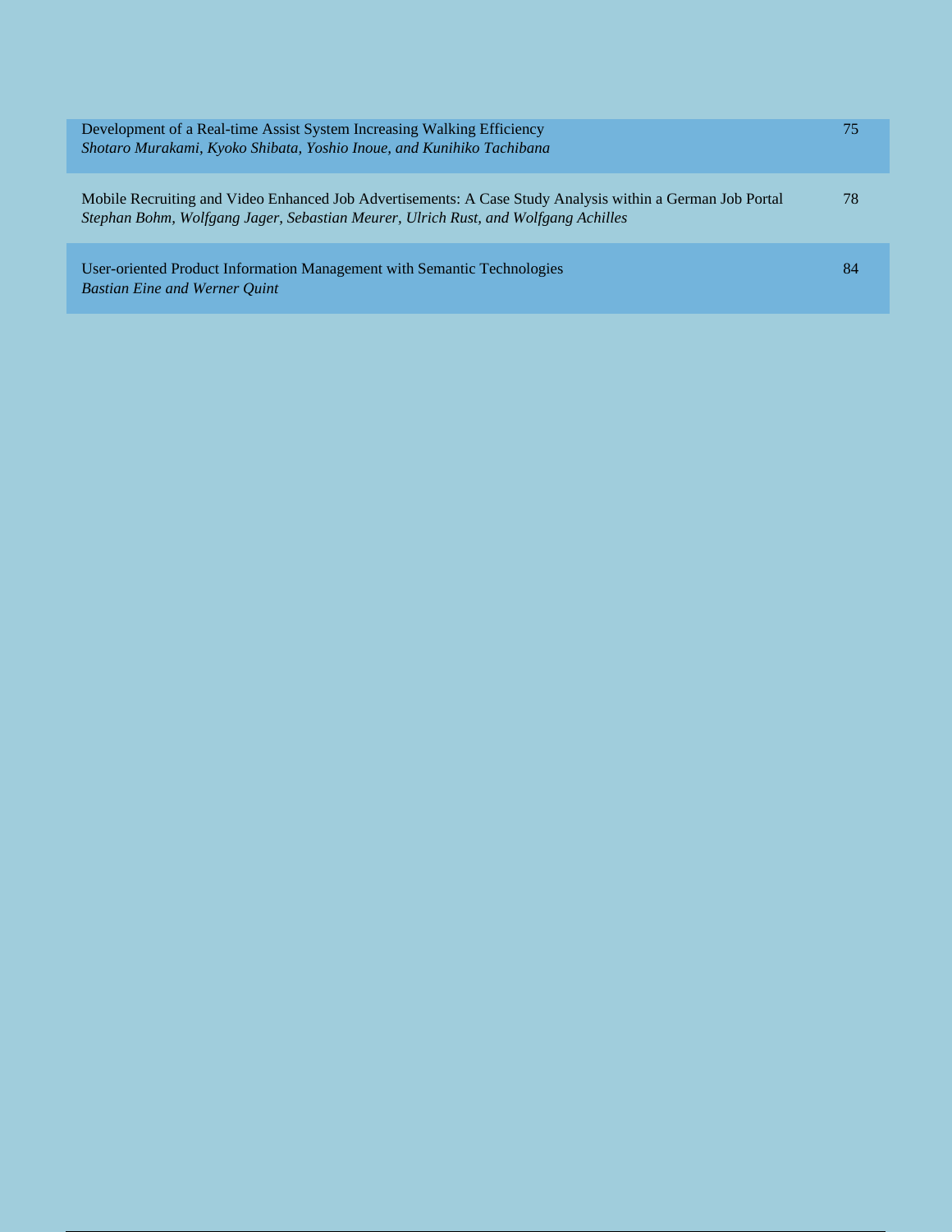| | |
|---|---|
| Development of a Real-time Assist System Increasing Walking Efficiency<br>*Shotaro Murakami, Kyoko Shibata, Yoshio Inoue, and Kunihiko Tachibana* | 75 |
| Mobile Recruiting and Video Enhanced Job Advertisements: A Case Study Analysis within a German Job Portal<br>*Stephan Bohm, Wolfgang Jager, Sebastian Meurer, Ulrich Rust, and Wolfgang Achilles* | 78 |
| User-oriented Product Information Management with Semantic Technologies<br>*Bastian Eine and Werner Quint* | 84 |